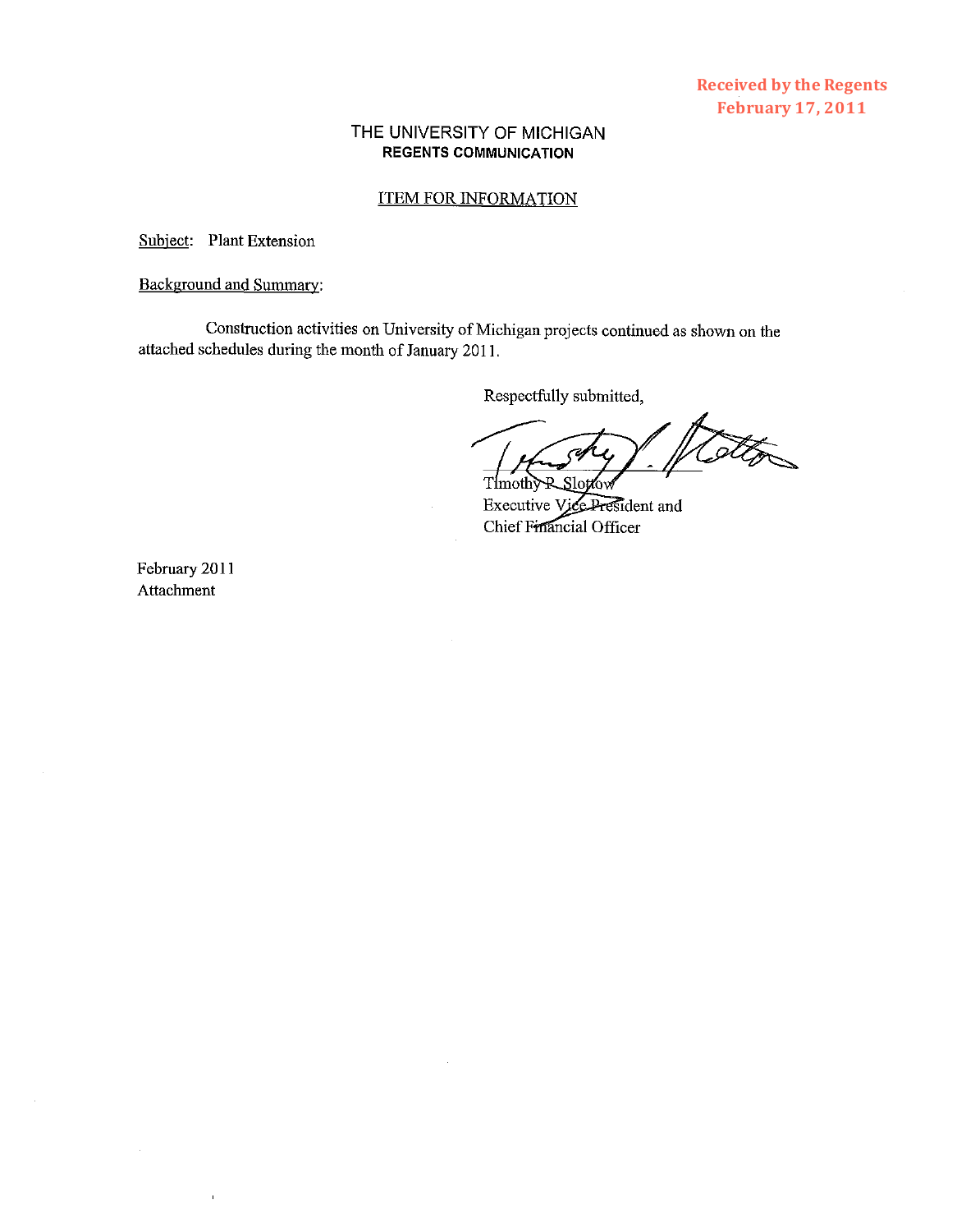Received by the Regents
February 17, 2011

# THE UNIVERSITY OF MICHIGAN
**REGENTS COMMUNICATION**

ITEM FOR INFORMATION

Subject: Plant Extension

Background and Summary:

Construction activities on University of Michigan projects continued as shown on the attached schedules during the month of January 2011.

Respectfully submitted,

Timothy P. Slottow
Executive Vice President and
Chief Financial Officer

February 2011
Attachment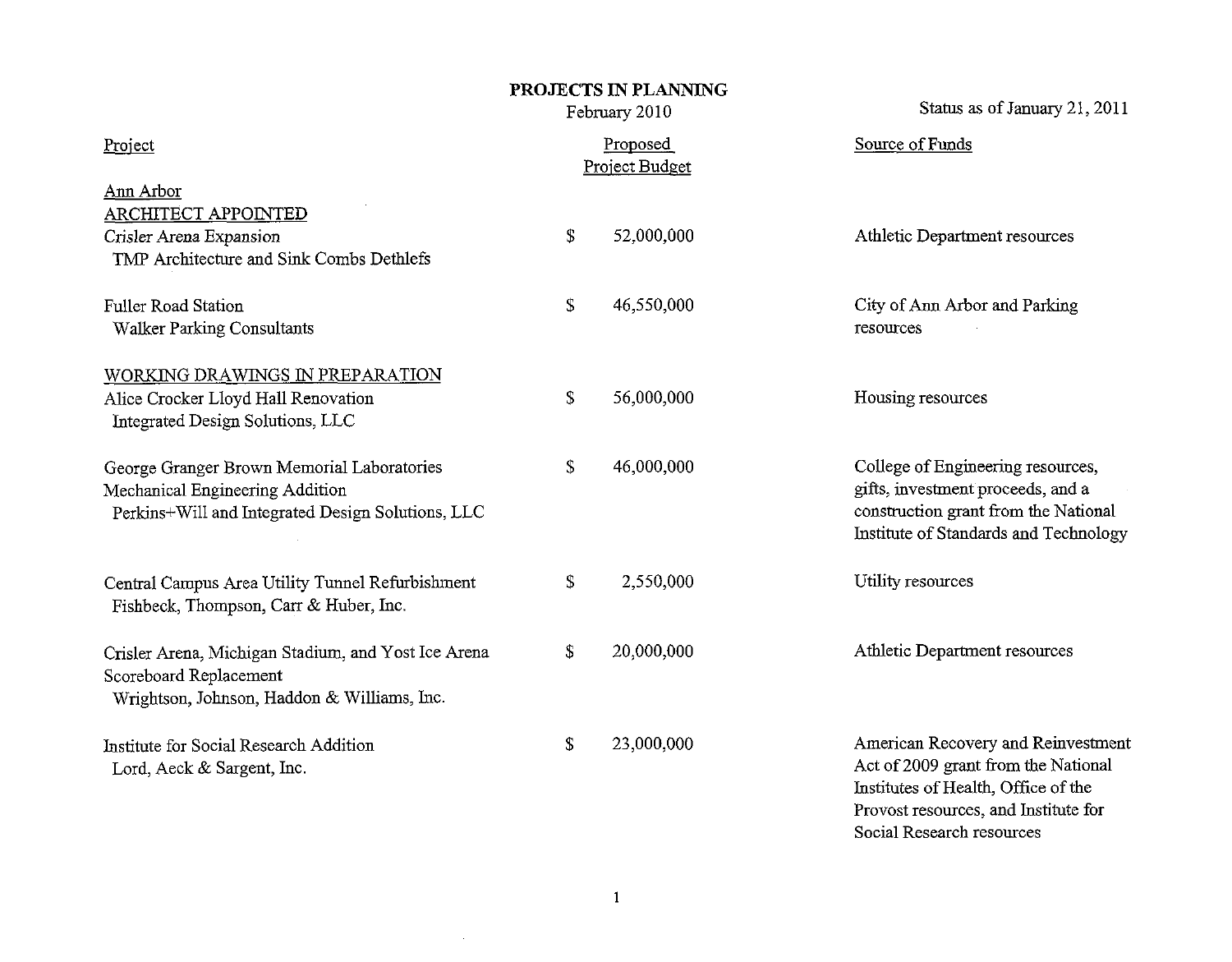# PROJECTS IN PLANNING

February 2010

Status as of January 21, 2011

| Project | Proposed Project Budget | Source of Funds |
|---|---|---|
| **Ann Arbor** | | |
| **ARCHITECT APPOINTED** | | |
| Crisler Arena Expansion<br>TMP Architecture and Sink Combs Dethlefs | $ 52,000,000 | Athletic Department resources |
| Fuller Road Station<br>Walker Parking Consultants | $ 46,550,000 | City of Ann Arbor and Parking resources |
| **WORKING DRAWINGS IN PREPARATION** | | |
| Alice Crocker Lloyd Hall Renovation<br>Integrated Design Solutions, LLC | $ 56,000,000 | Housing resources |
| George Granger Brown Memorial Laboratories Mechanical Engineering Addition<br>Perkins+Will and Integrated Design Solutions, LLC | $ 46,000,000 | College of Engineering resources, gifts, investment proceeds, and a construction grant from the National Institute of Standards and Technology |
| Central Campus Area Utility Tunnel Refurbishment<br>Fishbeck, Thompson, Carr & Huber, Inc. | $ 2,550,000 | Utility resources |
| Crisler Arena, Michigan Stadium, and Yost Ice Arena Scoreboard Replacement<br>Wrightson, Johnson, Haddon & Williams, Inc. | $ 20,000,000 | Athletic Department resources |
| Institute for Social Research Addition<br>Lord, Aeck & Sargent, Inc. | $ 23,000,000 | American Recovery and Reinvestment Act of 2009 grant from the National Institutes of Health, Office of the Provost resources, and Institute for Social Research resources |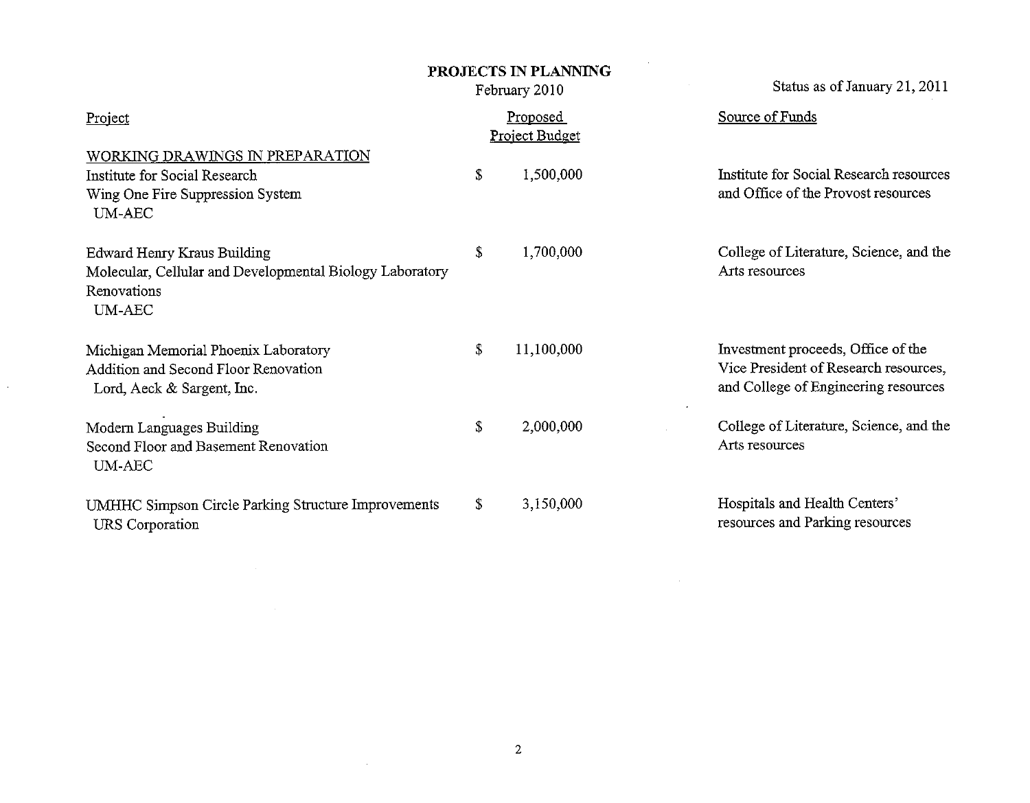## PROJECTS IN PLANNING

February 2010

Status as of January 21, 2011

| Project | Proposed Project Budget | Source of Funds |
|---|---|---|
| WORKING DRAWINGS IN PREPARATION | | |
| Institute for Social Research<br>Wing One Fire Suppression System<br>UM-AEC | $ 1,500,000 | Institute for Social Research resources and Office of the Provost resources |
| Edward Henry Kraus Building<br>Molecular, Cellular and Developmental Biology Laboratory Renovations<br>UM-AEC | $ 1,700,000 | College of Literature, Science, and the Arts resources |
| Michigan Memorial Phoenix Laboratory<br>Addition and Second Floor Renovation<br>Lord, Aeck & Sargent, Inc. | $ 11,100,000 | Investment proceeds, Office of the Vice President of Research resources, and College of Engineering resources |
| Modern Languages Building<br>Second Floor and Basement Renovation<br>UM-AEC | $ 2,000,000 | College of Literature, Science, and the Arts resources |
| UMHHC Simpson Circle Parking Structure Improvements<br>URS Corporation | $ 3,150,000 | Hospitals and Health Centers' resources and Parking resources |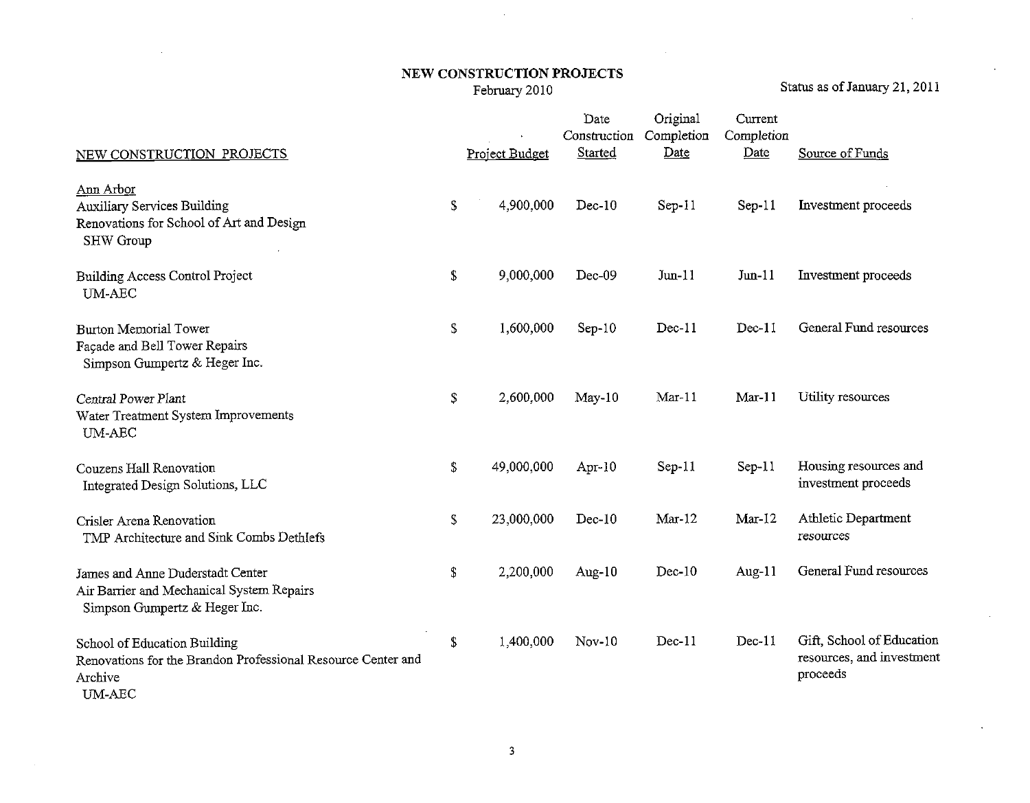# NEW CONSTRUCTION PROJECTS

February 2010

Status as of January 21, 2011

| NEW CONSTRUCTION PROJECTS | Project Budget | Date Construction Started | Original Completion Date | Current Completion Date | Source of Funds |
|---|---|---|---|---|---|
| Ann Arbor | | | | | |
| Auxiliary Services Building<br>Renovations for School of Art and Design<br>SHW Group | $ 4,900,000 | Dec-10 | Sep-11 | Sep-11 | Investment proceeds |
| Building Access Control Project<br>UM-AEC | $ 9,000,000 | Dec-09 | Jun-11 | Jun-11 | Investment proceeds |
| Burton Memorial Tower<br>Façade and Bell Tower Repairs<br>Simpson Gumpertz & Heger Inc. | $ 1,600,000 | Sep-10 | Dec-11 | Dec-11 | General Fund resources |
| Central Power Plant<br>Water Treatment System Improvements<br>UM-AEC | $ 2,600,000 | May-10 | Mar-11 | Mar-11 | Utility resources |
| Couzens Hall Renovation<br>Integrated Design Solutions, LLC | $ 49,000,000 | Apr-10 | Sep-11 | Sep-11 | Housing resources and investment proceeds |
| Crisler Arena Renovation<br>TMP Architecture and Sink Combs Dethlefs | $ 23,000,000 | Dec-10 | Mar-12 | Mar-12 | Athletic Department resources |
| James and Anne Duderstadt Center<br>Air Barrier and Mechanical System Repairs<br>Simpson Gumpertz & Heger Inc. | $ 2,200,000 | Aug-10 | Dec-10 | Aug-11 | General Fund resources |
| School of Education Building<br>Renovations for the Brandon Professional Resource Center and Archive<br>UM-AEC | $ 1,400,000 | Nov-10 | Dec-11 | Dec-11 | Gift, School of Education resources, and investment proceeds |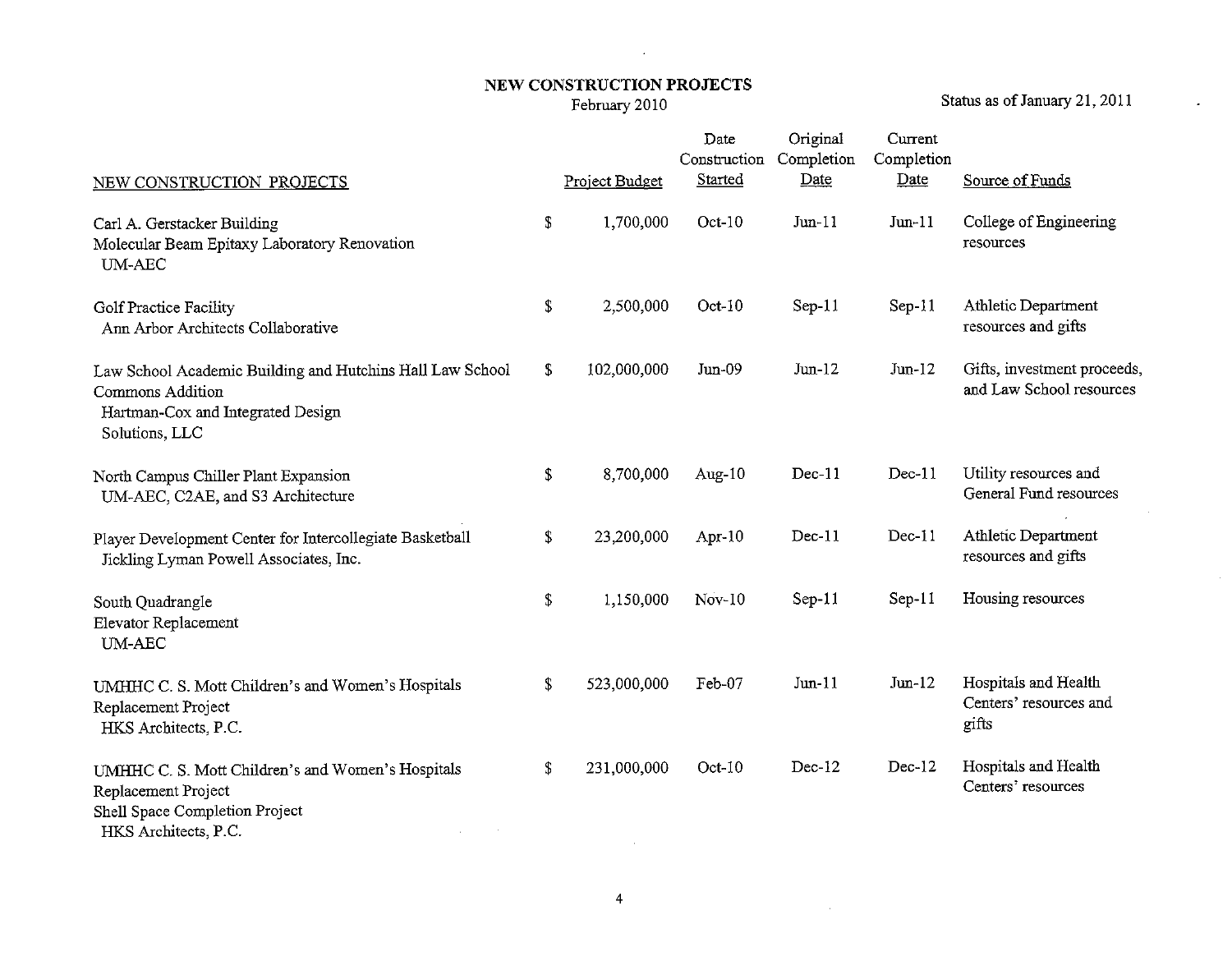# NEW CONSTRUCTION PROJECTS

February 2010

Status as of January 21, 2011

| NEW CONSTRUCTION PROJECTS | Project Budget | Date Construction Started | Original Completion Date | Current Completion Date | Source of Funds |
|---|---|---|---|---|---|
| Carl A. Gerstacker Building<br>Molecular Beam Epitaxy Laboratory Renovation<br>UM-AEC | $ 1,700,000 | Oct-10 | Jun-11 | Jun-11 | College of Engineering resources |
| Golf Practice Facility<br>Ann Arbor Architects Collaborative | $ 2,500,000 | Oct-10 | Sep-11 | Sep-11 | Athletic Department resources and gifts |
| Law School Academic Building and Hutchins Hall Law School Commons Addition<br>Hartman-Cox and Integrated Design Solutions, LLC | $ 102,000,000 | Jun-09 | Jun-12 | Jun-12 | Gifts, investment proceeds, and Law School resources |
| North Campus Chiller Plant Expansion<br>UM-AEC, C2AE, and S3 Architecture | $ 8,700,000 | Aug-10 | Dec-11 | Dec-11 | Utility resources and General Fund resources |
| Player Development Center for Intercollegiate Basketball<br>Jickling Lyman Powell Associates, Inc. | $ 23,200,000 | Apr-10 | Dec-11 | Dec-11 | Athletic Department resources and gifts |
| South Quadrangle<br>Elevator Replacement<br>UM-AEC | $ 1,150,000 | Nov-10 | Sep-11 | Sep-11 | Housing resources |
| UMHHC C. S. Mott Children's and Women's Hospitals Replacement Project<br>HKS Architects, P.C. | $ 523,000,000 | Feb-07 | Jun-11 | Jun-12 | Hospitals and Health Centers' resources and gifts |
| UMHHC C. S. Mott Children's and Women's Hospitals Replacement Project<br>Shell Space Completion Project<br>HKS Architects, P.C. | $ 231,000,000 | Oct-10 | Dec-12 | Dec-12 | Hospitals and Health Centers' resources |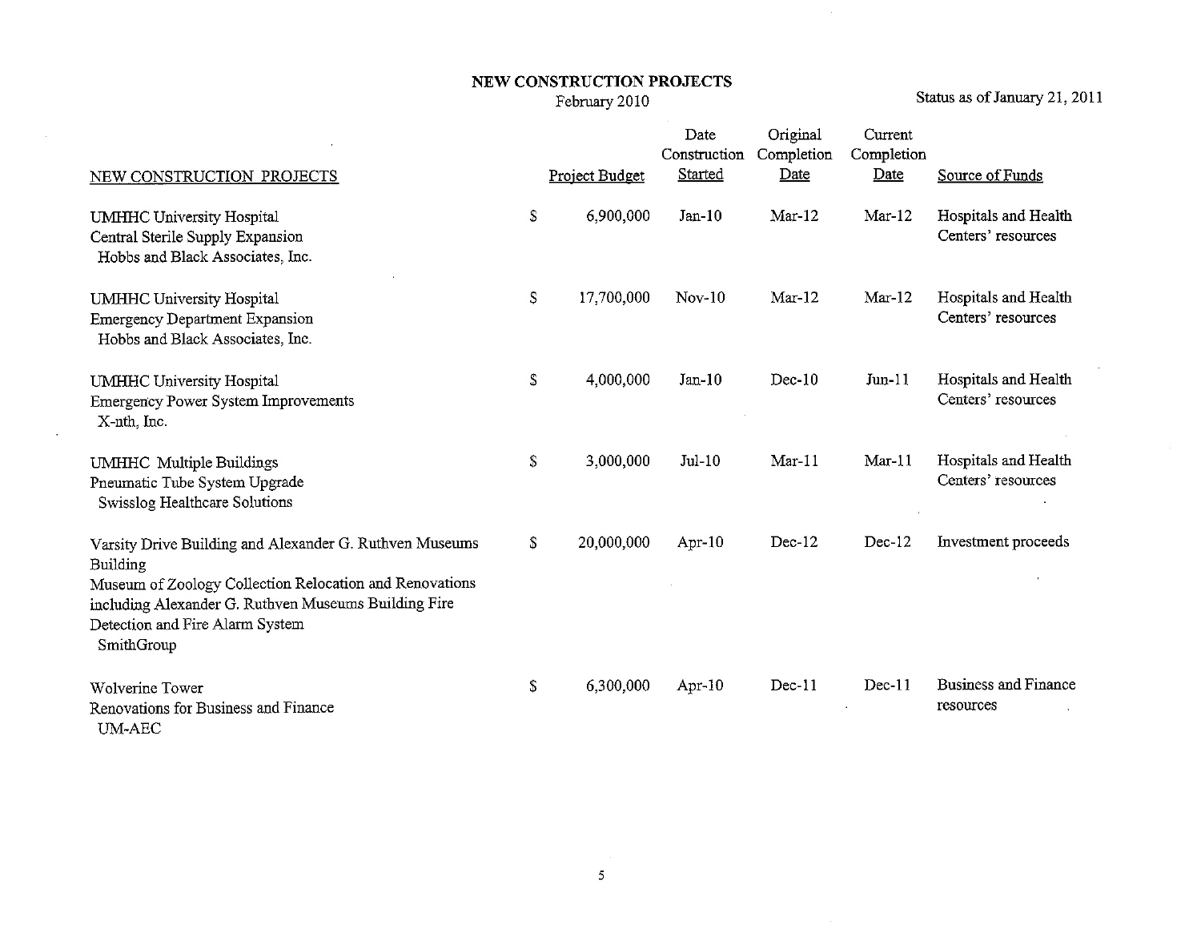# NEW CONSTRUCTION PROJECTS

February 2010

Status as of January 21, 2011

| NEW CONSTRUCTION PROJECTS | Project Budget | Date Construction Started | Original Completion Date | Current Completion Date | Source of Funds |
|---|---|---|---|---|---|
| UMHHC University Hospital<br>Central Sterile Supply Expansion<br>Hobbs and Black Associates, Inc. | $ 6,900,000 | Jan-10 | Mar-12 | Mar-12 | Hospitals and Health Centers' resources |
| UMHHC University Hospital<br>Emergency Department Expansion<br>Hobbs and Black Associates, Inc. | $ 17,700,000 | Nov-10 | Mar-12 | Mar-12 | Hospitals and Health Centers' resources |
| UMHHC University Hospital<br>Emergency Power System Improvements<br>X-nth, Inc. | $ 4,000,000 | Jan-10 | Dec-10 | Jun-11 | Hospitals and Health Centers' resources |
| UMHHC Multiple Buildings<br>Pneumatic Tube System Upgrade<br>Swisslog Healthcare Solutions | $ 3,000,000 | Jul-10 | Mar-11 | Mar-11 | Hospitals and Health Centers' resources |
| Varsity Drive Building and Alexander G. Ruthven Museums Building<br>Museum of Zoology Collection Relocation and Renovations including Alexander G. Ruthven Museums Building Fire Detection and Fire Alarm System<br>SmithGroup | $ 20,000,000 | Apr-10 | Dec-12 | Dec-12 | Investment proceeds |
| Wolverine Tower<br>Renovations for Business and Finance<br>UM-AEC | $ 6,300,000 | Apr-10 | Dec-11 | Dec-11 | Business and Finance resources |